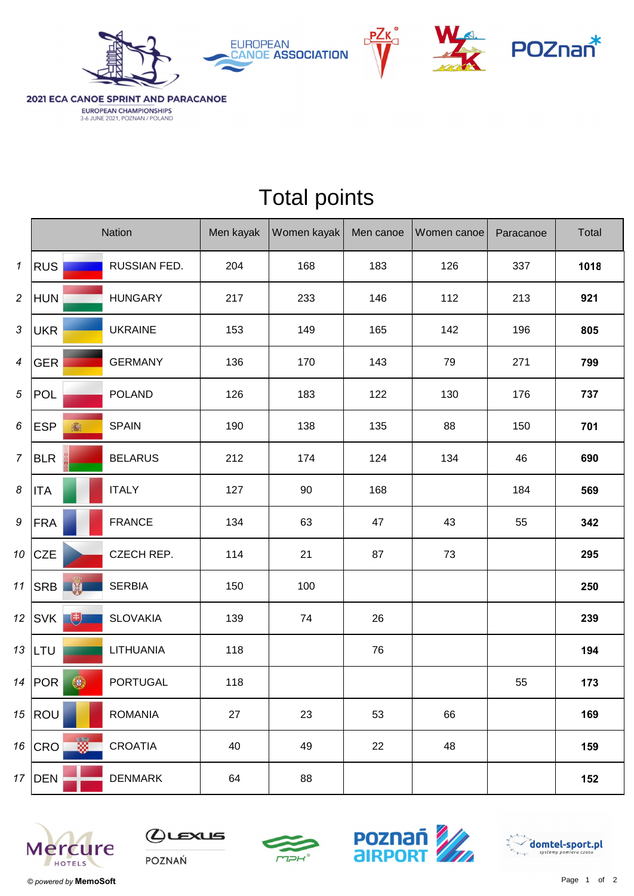2021 ECA CANOE SPRINT AND PARACANOE

EUROPEAN CHAMPIONSHIPS

3-6 JUNE 2021, POZNAN / POLAND

# Total points

| | Nation | | Men kayak | Women kayak | Men canoe | Women canoe | Paracanoe | Total |
|---|---|---|---|---|---|---|---|---|
| 1 | RUS | RUSSIAN FED. | 204 | 168 | 183 | 126 | 337 | **1018** |
| 2 | HUN | HUNGARY | 217 | 233 | 146 | 112 | 213 | **921** |
| 3 | UKR | UKRAINE | 153 | 149 | 165 | 142 | 196 | **805** |
| 4 | GER | GERMANY | 136 | 170 | 143 | 79 | 271 | **799** |
| 5 | POL | POLAND | 126 | 183 | 122 | 130 | 176 | **737** |
| 6 | ESP | SPAIN | 190 | 138 | 135 | 88 | 150 | **701** |
| 7 | BLR | BELARUS | 212 | 174 | 124 | 134 | 46 | **690** |
| 8 | ITA | ITALY | 127 | 90 | 168 | | 184 | **569** |
| 9 | FRA | FRANCE | 134 | 63 | 47 | 43 | 55 | **342** |
| 10 | CZE | CZECH REP. | 114 | 21 | 87 | 73 | | **295** |
| 11 | SRB | SERBIA | 150 | 100 | | | | **250** |
| 12 | SVK | SLOVAKIA | 139 | 74 | 26 | | | **239** |
| 13 | LTU | LITHUANIA | 118 | | 76 | | | **194** |
| 14 | POR | PORTUGAL | 118 | | | | 55 | **173** |
| 15 | ROU | ROMANIA | 27 | 23 | 53 | 66 | | **169** |
| 16 | CRO | CROATIA | 40 | 49 | 22 | 48 | | **159** |
| 17 | DEN | DENMARK | 64 | 88 | | | | **152** |

© *powered by* **MemoSoft**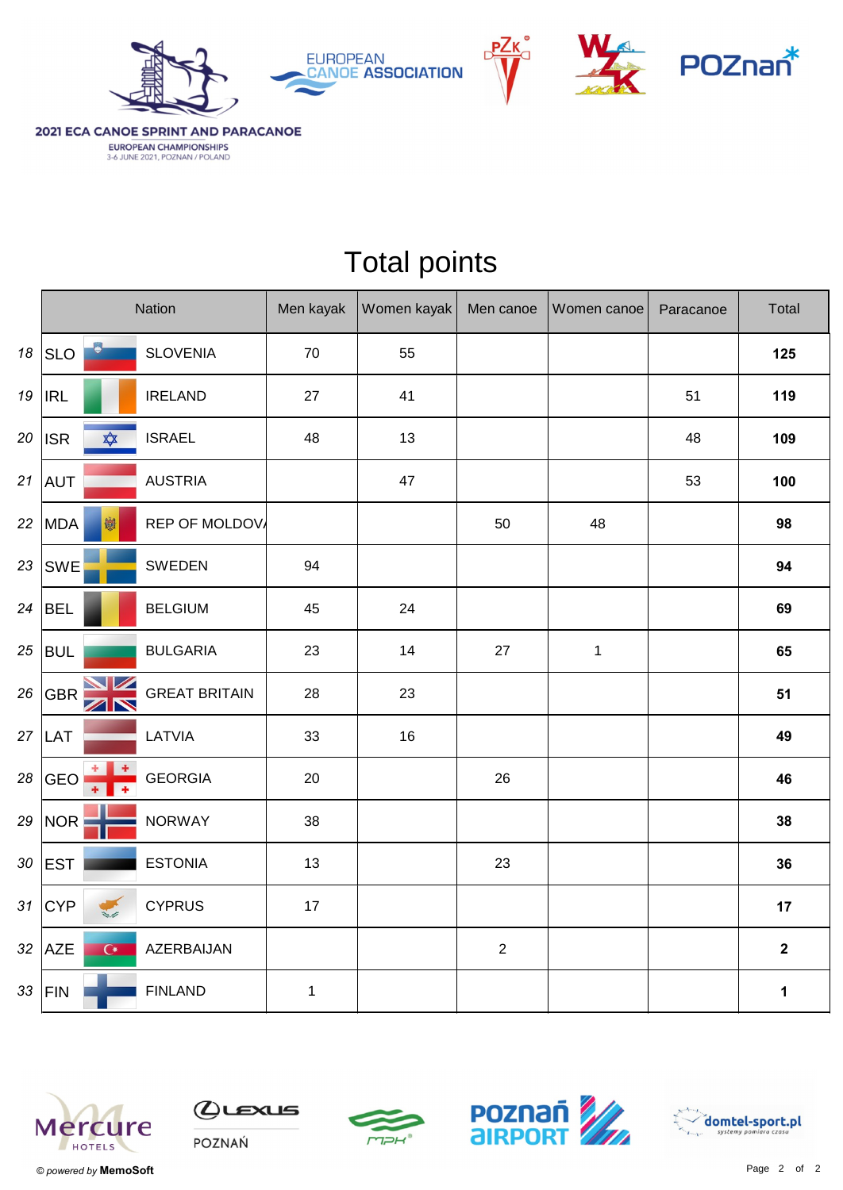2021 ECA CANOE SPRINT AND PARACANOE

EUROPEAN CHAMPIONSHIPS

3-6 JUNE 2021, POZNAN / POLAND

# Total points

| | Nation | | Men kayak | Women kayak | Men canoe | Women canoe | Paracanoe | Total |
|---|---|---|---|---|---|---|---|---|
| *18* | SLO | SLOVENIA | 70 | 55 | | | | **125** |
| *19* | IRL | IRELAND | 27 | 41 | | | 51 | **119** |
| *20* | ISR | ISRAEL | 48 | 13 | | | 48 | **109** |
| *21* | AUT | AUSTRIA | | 47 | | | 53 | **100** |
| *22* | MDA | REP OF MOLDOV/ | | | 50 | 48 | | **98** |
| *23* | SWE | SWEDEN | 94 | | | | | **94** |
| *24* | BEL | BELGIUM | 45 | 24 | | | | **69** |
| *25* | BUL | BULGARIA | 23 | 14 | 27 | 1 | | **65** |
| *26* | GBR | GREAT BRITAIN | 28 | 23 | | | | **51** |
| *27* | LAT | LATVIA | 33 | 16 | | | | **49** |
| *28* | GEO | GEORGIA | 20 | | 26 | | | **46** |
| *29* | NOR | NORWAY | 38 | | | | | **38** |
| *30* | EST | ESTONIA | 13 | | 23 | | | **36** |
| *31* | CYP | CYPRUS | 17 | | | | | **17** |
| *32* | AZE | AZERBAIJAN | | | 2 | | | **2** |
| *33* | FIN | FINLAND | 1 | | | | | **1** |

*© powered by* **MemoSoft**